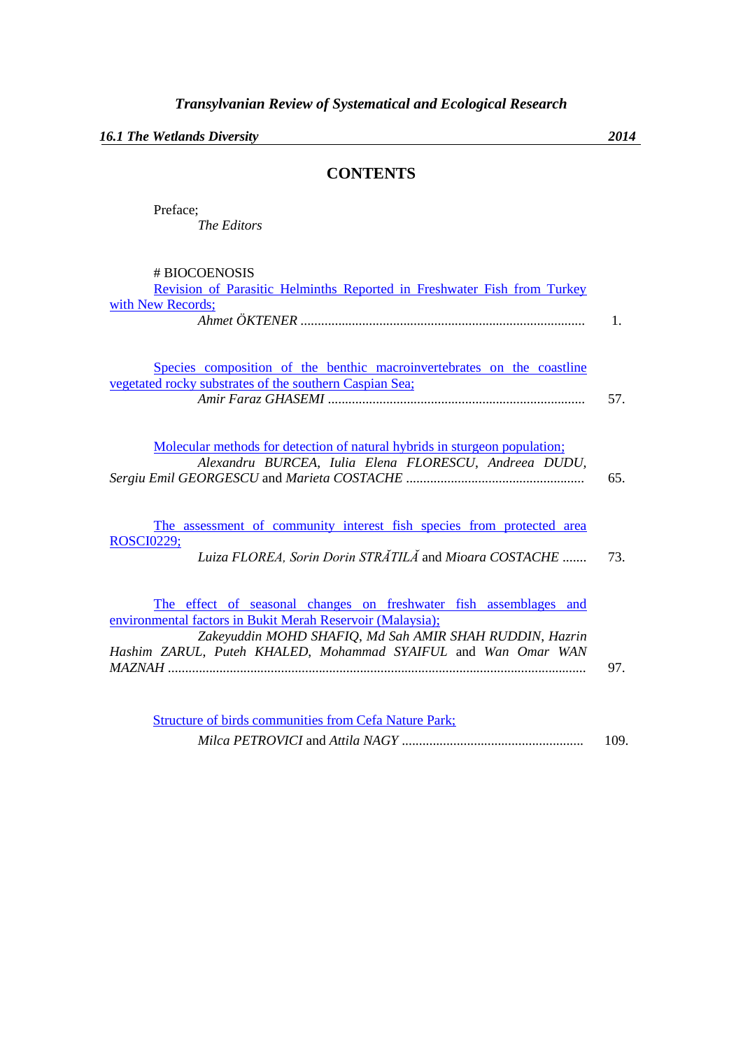*Transylvanian Review of Systematical and Ecological Research*

***16.1 The Wetlands Diversity*** — ***2014***

## CONTENTS

Preface;
*The Editors*

# BIOCOENOSIS

Revision of Parasitic Helminths Reported in Freshwater Fish from Turkey with New Records;
*Ahmet ÖKTENER* .................................................................................. 1.

Species composition of the benthic macroinvertebrates on the coastline vegetated rocky substrates of the southern Caspian Sea;
*Amir Faraz GHASEMI* .......................................................................... 57.

Molecular methods for detection of natural hybrids in sturgeon population;
*Alexandru BURCEA*, *Iulia Elena FLORESCU*, *Andreea DUDU*, *Sergiu Emil GEORGESCU* and *Marieta COSTACHE* ................................................... 65.

The assessment of community interest fish species from protected area ROSCI0229;
*Luiza FLOREA, Sorin Dorin STRĂTILĂ* and *Mioara COSTACHE* ....... 73.

The effect of seasonal changes on freshwater fish assemblages and environmental factors in Bukit Merah Reservoir (Malaysia);
*Zakeyuddin MOHD SHAFIQ*, *Md Sah AMIR SHAH RUDDIN*, *Hazrin Hashim ZARUL*, *Puteh KHALED*, *Mohammad SYAIFUL* and *Wan Omar WAN MAZNAH* ........................................................................................................ 97.

Structure of birds communities from Cefa Nature Park;
*Milca PETROVICI* and *Attila NAGY* ..................................................... 109.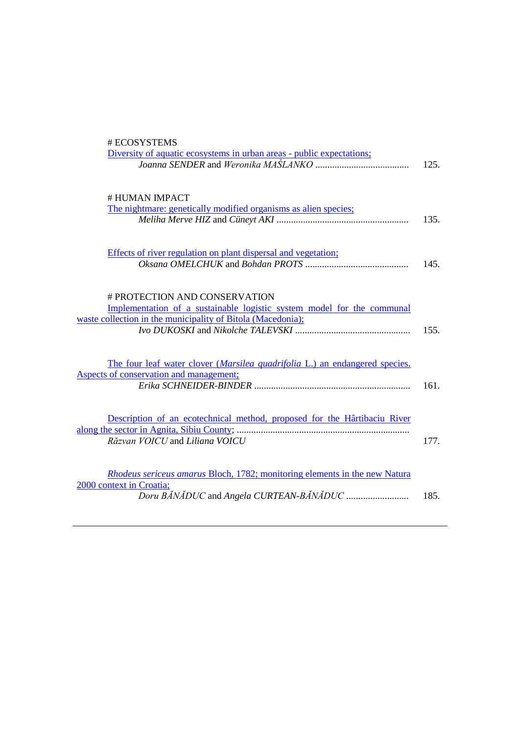# ECOSYSTEMS

Diversity of aquatic ecosystems in urban areas - public expectations;
*Joanna SENDER* and *Weronika MAŚLANKO* ....................................... 125.

# HUMAN IMPACT

The nightmare: genetically modified organisms as alien species;
*Meliha Merve HIZ* and *Cüneyt AKI* ....................................................... 135.

Effects of river regulation on plant dispersal and vegetation;
*Oksana OMELCHUK* and *Bohdan PROTS* ........................................... 145.

# PROTECTION AND CONSERVATION

Implementation of a sustainable logistic system model for the communal waste collection in the municipality of Bitola (Macedonia);
*Ivo DUKOSKI* and *Nikolche TALEVSKI* ................................................ 155.

The four leaf water clover (*Marsilea quadrifolia* L.) an endangered species. Aspects of conservation and management;
*Erika SCHNEIDER-BINDER* ................................................................. 161.

Description of an ecotechnical method, proposed for the Hârtibaciu River along the sector in Agnita, Sibiu County; .......................................................................
*Răzvan VOICU* and *Liliana VOICU* 177.

*Rhodeus sericeus amarus* Bloch, 1782; monitoring elements in the new Natura 2000 context in Croatia;
*Doru BĂNĂDUC* and *Angela CURTEAN-BĂNĂDUC* .......................... 185.